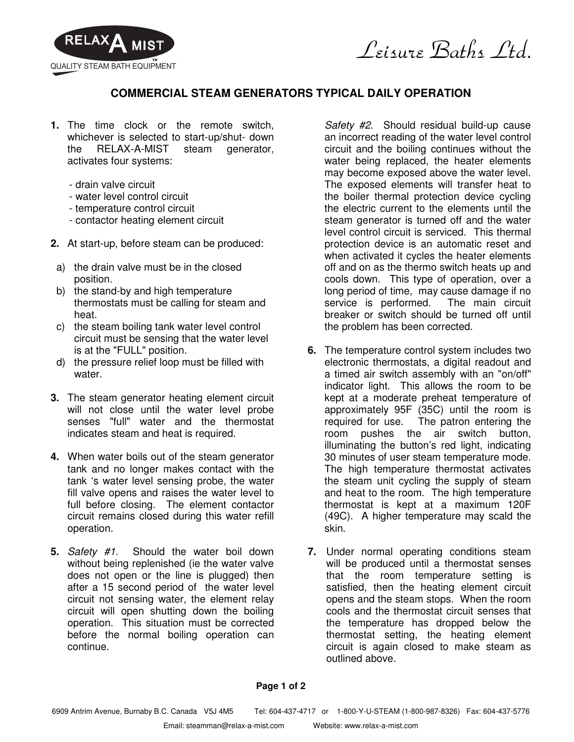RELAX A MIST™
QUALITY STEAM BATH EQUIPMENT

Leisure Baths Ltd.

## COMMERCIAL STEAM GENERATORS TYPICAL DAILY OPERATION

**1.** The time clock or the remote switch, whichever is selected to start-up/shut- down the RELAX-A-MIST steam generator, activates four systems:

- drain valve circuit
- water level control circuit
- temperature control circuit
- contactor heating element circuit

**2.** At start-up, before steam can be produced:

a) the drain valve must be in the closed position.
b) the stand-by and high temperature thermostats must be calling for steam and heat.
c) the steam boiling tank water level control circuit must be sensing that the water level is at the "FULL" position.
d) the pressure relief loop must be filled with water.

**3.** The steam generator heating element circuit will not close until the water level probe senses "full" water and the thermostat indicates steam and heat is required.

**4.** When water boils out of the steam generator tank and no longer makes contact with the tank 's water level sensing probe, the water fill valve opens and raises the water level to full before closing. The element contactor circuit remains closed during this water refill operation.

**5.** *Safety #1*. Should the water boil down without being replenished (ie the water valve does not open or the line is plugged) then after a 15 second period of the water level circuit not sensing water, the element relay circuit will open shutting down the boiling operation. This situation must be corrected before the normal boiling operation can continue.

*Safety #2*. Should residual build-up cause an incorrect reading of the water level control circuit and the boiling continues without the water being replaced, the heater elements may become exposed above the water level. The exposed elements will transfer heat to the boiler thermal protection device cycling the electric current to the elements until the steam generator is turned off and the water level control circuit is serviced. This thermal protection device is an automatic reset and when activated it cycles the heater elements off and on as the thermo switch heats up and cools down. This type of operation, over a long period of time, may cause damage if no service is performed. The main circuit breaker or switch should be turned off until the problem has been corrected.

**6.** The temperature control system includes two electronic thermostats, a digital readout and a timed air switch assembly with an "on/off" indicator light. This allows the room to be kept at a moderate preheat temperature of approximately 95F (35C) until the room is required for use. The patron entering the room pushes the air switch button, illuminating the button's red light, indicating 30 minutes of user steam temperature mode. The high temperature thermostat activates the steam unit cycling the supply of steam and heat to the room. The high temperature thermostat is kept at a maximum 120F (49C). A higher temperature may scald the skin.

**7.** Under normal operating conditions steam will be produced until a thermostat senses that the room temperature setting is satisfied, then the heating element circuit opens and the steam stops. When the room cools and the thermostat circuit senses that the temperature has dropped below the thermostat setting, the heating element circuit is again closed to make steam as outlined above.

6909 Antrim Avenue, Burnaby B.C. Canada V5J 4M5 Tel: 604-437-4717 or 1-800-Y-U-STEAM (1-800-987-8326) Fax: 604-437-5776
Email: steamman@relax-a-mist.com Website: www.relax-a-mist.com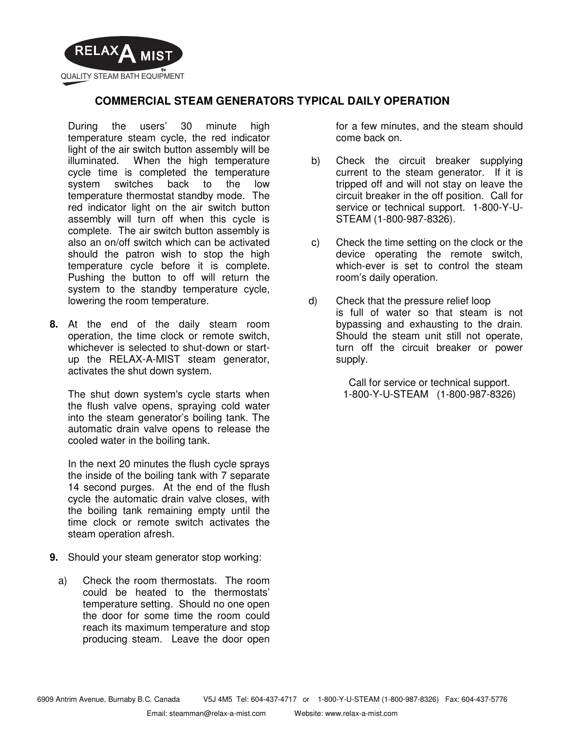# COMMERCIAL STEAM GENERATORS TYPICAL DAILY OPERATION

During the users' 30 minute high temperature steam cycle, the red indicator light of the air switch button assembly will be illuminated. When the high temperature cycle time is completed the temperature system switches back to the low temperature thermostat standby mode. The red indicator light on the air switch button assembly will turn off when this cycle is complete. The air switch button assembly is also an on/off switch which can be activated should the patron wish to stop the high temperature cycle before it is complete. Pushing the button to off will return the system to the standby temperature cycle, lowering the room temperature.

**8.** At the end of the daily steam room operation, the time clock or remote switch, whichever is selected to shut-down or start-up the RELAX-A-MIST steam generator, activates the shut down system.

The shut down system's cycle starts when the flush valve opens, spraying cold water into the steam generator's boiling tank. The automatic drain valve opens to release the cooled water in the boiling tank.

In the next 20 minutes the flush cycle sprays the inside of the boiling tank with 7 separate 14 second purges. At the end of the flush cycle the automatic drain valve closes, with the boiling tank remaining empty until the time clock or remote switch activates the steam operation afresh.

**9.** Should your steam generator stop working:

a) Check the room thermostats. The room could be heated to the thermostats' temperature setting. Should no one open the door for some time the room could reach its maximum temperature and stop producing steam. Leave the door open for a few minutes, and the steam should come back on.

b) Check the circuit breaker supplying current to the steam generator. If it is tripped off and will not stay on leave the circuit breaker in the off position. Call for service or technical support. 1-800-Y-U-STEAM (1-800-987-8326).

c) Check the time setting on the clock or the device operating the remote switch, which-ever is set to control the steam room's daily operation.

d) Check that the pressure relief loop is full of water so that steam is not bypassing and exhausting to the drain. Should the steam unit still not operate, turn off the circuit breaker or power supply.

Call for service or technical support.
1-800-Y-U-STEAM (1-800-987-8326)